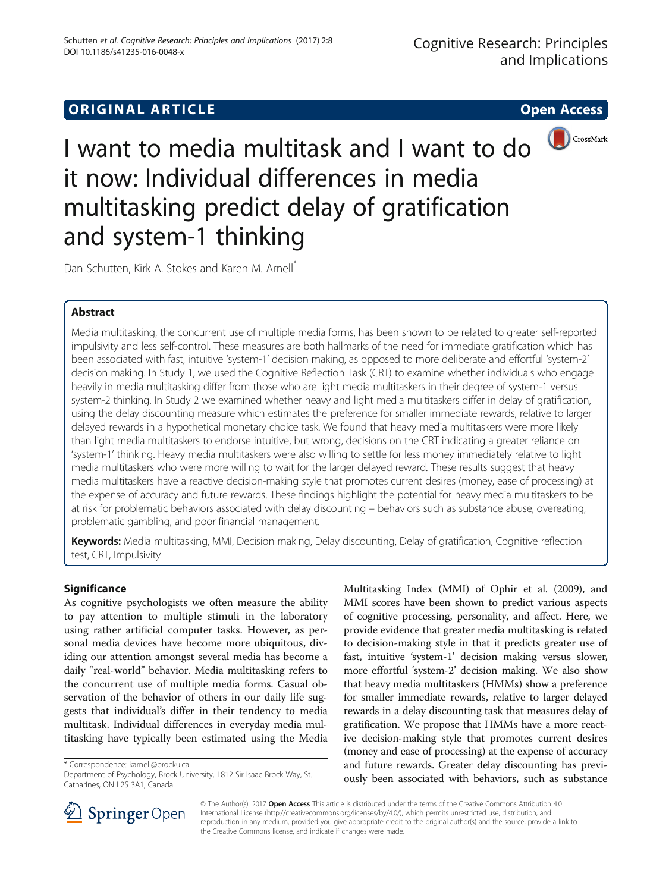ORIGINAL ARTICLE

Open Access

# I want to media multitask and I want to do it now: Individual differences in media multitasking predict delay of gratification and system-1 thinking

Dan Schutten, Kirk A. Stokes and Karen M. Arnell*

## Abstract

Media multitasking, the concurrent use of multiple media forms, has been shown to be related to greater self-reported impulsivity and less self-control. These measures are both hallmarks of the need for immediate gratification which has been associated with fast, intuitive 'system-1' decision making, as opposed to more deliberate and effortful 'system-2' decision making. In Study 1, we used the Cognitive Reflection Task (CRT) to examine whether individuals who engage heavily in media multitasking differ from those who are light media multitaskers in their degree of system-1 versus system-2 thinking. In Study 2 we examined whether heavy and light media multitaskers differ in delay of gratification, using the delay discounting measure which estimates the preference for smaller immediate rewards, relative to larger delayed rewards in a hypothetical monetary choice task. We found that heavy media multitaskers were more likely than light media multitaskers to endorse intuitive, but wrong, decisions on the CRT indicating a greater reliance on 'system-1' thinking. Heavy media multitaskers were also willing to settle for less money immediately relative to light media multitaskers who were more willing to wait for the larger delayed reward. These results suggest that heavy media multitaskers have a reactive decision-making style that promotes current desires (money, ease of processing) at the expense of accuracy and future rewards. These findings highlight the potential for heavy media multitaskers to be at risk for problematic behaviors associated with delay discounting – behaviors such as substance abuse, overeating, problematic gambling, and poor financial management.

**Keywords:** Media multitasking, MMI, Decision making, Delay discounting, Delay of gratification, Cognitive reflection test, CRT, Impulsivity

## Significance

As cognitive psychologists we often measure the ability to pay attention to multiple stimuli in the laboratory using rather artificial computer tasks. However, as personal media devices have become more ubiquitous, dividing our attention amongst several media has become a daily "real-world" behavior. Media multitasking refers to the concurrent use of multiple media forms. Casual observation of the behavior of others in our daily life suggests that individual's differ in their tendency to media multitask. Individual differences in everyday media multitasking have typically been estimated using the Media Multitasking Index (MMI) of Ophir et al. (2009), and MMI scores have been shown to predict various aspects of cognitive processing, personality, and affect. Here, we provide evidence that greater media multitasking is related to decision-making style in that it predicts greater use of fast, intuitive 'system-1' decision making versus slower, more effortful 'system-2' decision making. We also show that heavy media multitaskers (HMMs) show a preference for smaller immediate rewards, relative to larger delayed rewards in a delay discounting task that measures delay of gratification. We propose that HMMs have a more reactive decision-making style that promotes current desires (money and ease of processing) at the expense of accuracy and future rewards. Greater delay discounting has previously been associated with behaviors, such as substance

\* Correspondence: karnell@brocku.ca
Department of Psychology, Brock University, 1812 Sir Isaac Brock Way, St. Catharines, ON L2S 3A1, Canada

© The Author(s). 2017 **Open Access** This article is distributed under the terms of the Creative Commons Attribution 4.0 International License (http://creativecommons.org/licenses/by/4.0/), which permits unrestricted use, distribution, and reproduction in any medium, provided you give appropriate credit to the original author(s) and the source, provide a link to the Creative Commons license, and indicate if changes were made.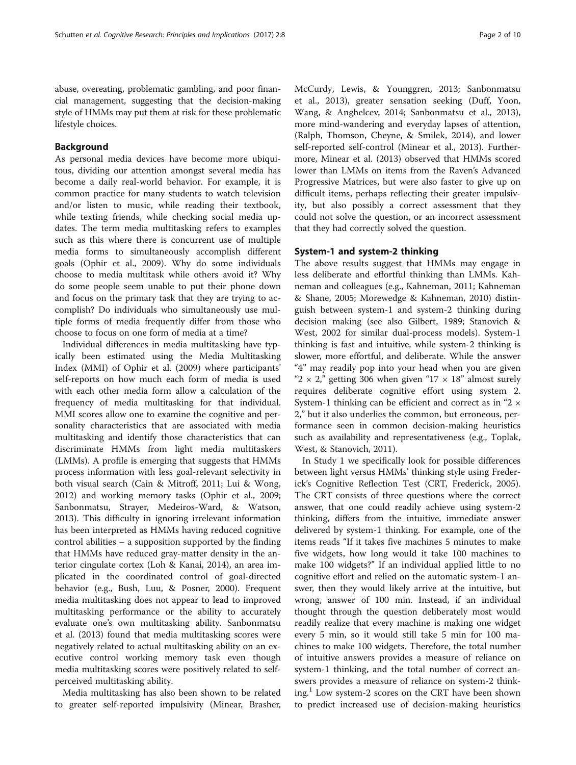abuse, overeating, problematic gambling, and poor financial management, suggesting that the decision-making style of HMMs may put them at risk for these problematic lifestyle choices.

## Background

As personal media devices have become more ubiquitous, dividing our attention amongst several media has become a daily real-world behavior. For example, it is common practice for many students to watch television and/or listen to music, while reading their textbook, while texting friends, while checking social media updates. The term media multitasking refers to examples such as this where there is concurrent use of multiple media forms to simultaneously accomplish different goals (Ophir et al., 2009). Why do some individuals choose to media multitask while others avoid it? Why do some people seem unable to put their phone down and focus on the primary task that they are trying to accomplish? Do individuals who simultaneously use multiple forms of media frequently differ from those who choose to focus on one form of media at a time?

Individual differences in media multitasking have typically been estimated using the Media Multitasking Index (MMI) of Ophir et al. (2009) where participants' self-reports on how much each form of media is used with each other media form allow a calculation of the frequency of media multitasking for that individual. MMI scores allow one to examine the cognitive and personality characteristics that are associated with media multitasking and identify those characteristics that can discriminate HMMs from light media multitaskers (LMMs). A profile is emerging that suggests that HMMs process information with less goal-relevant selectivity in both visual search (Cain & Mitroff, 2011; Lui & Wong, 2012) and working memory tasks (Ophir et al., 2009; Sanbonmatsu, Strayer, Medeiros-Ward, & Watson, 2013). This difficulty in ignoring irrelevant information has been interpreted as HMMs having reduced cognitive control abilities – a supposition supported by the finding that HMMs have reduced gray-matter density in the anterior cingulate cortex (Loh & Kanai, 2014), an area implicated in the coordinated control of goal-directed behavior (e.g., Bush, Luu, & Posner, 2000). Frequent media multitasking does not appear to lead to improved multitasking performance or the ability to accurately evaluate one's own multitasking ability. Sanbonmatsu et al. (2013) found that media multitasking scores were negatively related to actual multitasking ability on an executive control working memory task even though media multitasking scores were positively related to self-perceived multitasking ability.

Media multitasking has also been shown to be related to greater self-reported impulsivity (Minear, Brasher, McCurdy, Lewis, & Younggren, 2013; Sanbonmatsu et al., 2013), greater sensation seeking (Duff, Yoon, Wang, & Anghelcev, 2014; Sanbonmatsu et al., 2013), more mind-wandering and everyday lapses of attention, (Ralph, Thomson, Cheyne, & Smilek, 2014), and lower self-reported self-control (Minear et al., 2013). Furthermore, Minear et al. (2013) observed that HMMs scored lower than LMMs on items from the Raven's Advanced Progressive Matrices, but were also faster to give up on difficult items, perhaps reflecting their greater impulsivity, but also possibly a correct assessment that they could not solve the question, or an incorrect assessment that they had correctly solved the question.

### System-1 and system-2 thinking

The above results suggest that HMMs may engage in less deliberate and effortful thinking than LMMs. Kahneman and colleagues (e.g., Kahneman, 2011; Kahneman & Shane, 2005; Morewedge & Kahneman, 2010) distinguish between system-1 and system-2 thinking during decision making (see also Gilbert, 1989; Stanovich & West, 2002 for similar dual-process models). System-1 thinking is fast and intuitive, while system-2 thinking is slower, more effortful, and deliberate. While the answer "4" may readily pop into your head when you are given "2 × 2," getting 306 when given "17 × 18" almost surely requires deliberate cognitive effort using system 2. System-1 thinking can be efficient and correct as in "2 × 2," but it also underlies the common, but erroneous, performance seen in common decision-making heuristics such as availability and representativeness (e.g., Toplak, West, & Stanovich, 2011).

In Study 1 we specifically look for possible differences between light versus HMMs' thinking style using Frederick's Cognitive Reflection Test (CRT, Frederick, 2005). The CRT consists of three questions where the correct answer, that one could readily achieve using system-2 thinking, differs from the intuitive, immediate answer delivered by system-1 thinking. For example, one of the items reads "If it takes five machines 5 minutes to make five widgets, how long would it take 100 machines to make 100 widgets?" If an individual applied little to no cognitive effort and relied on the automatic system-1 answer, then they would likely arrive at the intuitive, but wrong, answer of 100 min. Instead, if an individual thought through the question deliberately most would readily realize that every machine is making one widget every 5 min, so it would still take 5 min for 100 machines to make 100 widgets. Therefore, the total number of intuitive answers provides a measure of reliance on system-1 thinking, and the total number of correct answers provides a measure of reliance on system-2 thinking.[1] Low system-2 scores on the CRT have been shown to predict increased use of decision-making heuristics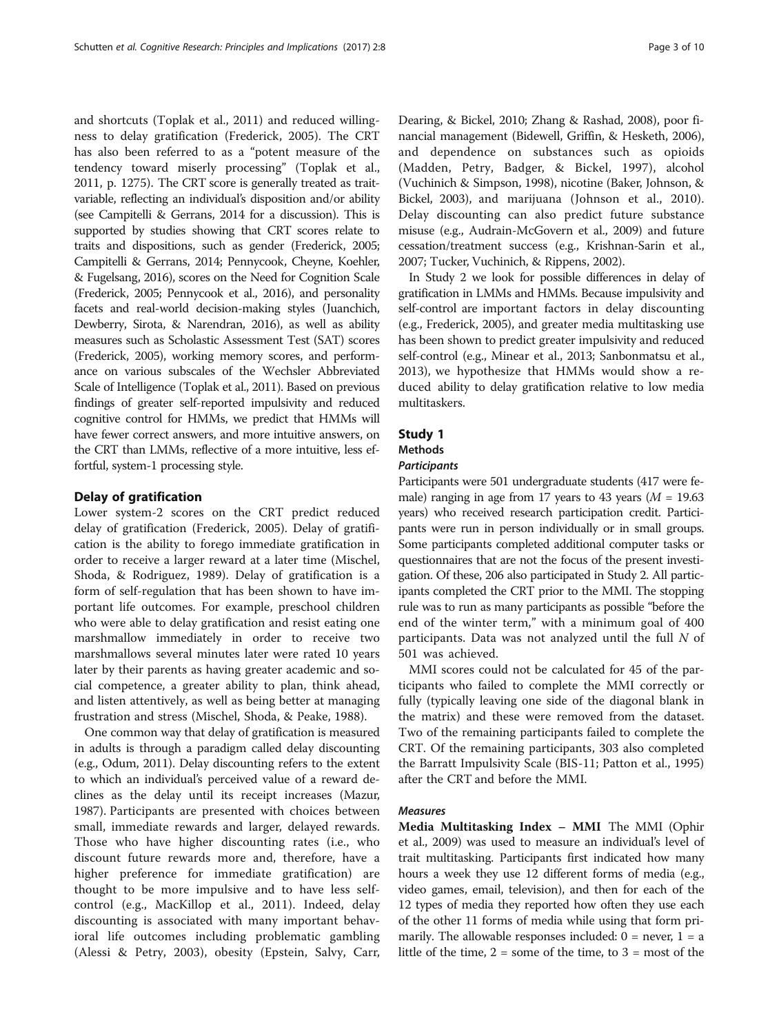and shortcuts (Toplak et al., 2011) and reduced willingness to delay gratification (Frederick, 2005). The CRT has also been referred to as a "potent measure of the tendency toward miserly processing" (Toplak et al., 2011, p. 1275). The CRT score is generally treated as trait-variable, reflecting an individual's disposition and/or ability (see Campitelli & Gerrans, 2014 for a discussion). This is supported by studies showing that CRT scores relate to traits and dispositions, such as gender (Frederick, 2005; Campitelli & Gerrans, 2014; Pennycook, Cheyne, Koehler, & Fugelsang, 2016), scores on the Need for Cognition Scale (Frederick, 2005; Pennycook et al., 2016), and personality facets and real-world decision-making styles (Juanchich, Dewberry, Sirota, & Narendran, 2016), as well as ability measures such as Scholastic Assessment Test (SAT) scores (Frederick, 2005), working memory scores, and performance on various subscales of the Wechsler Abbreviated Scale of Intelligence (Toplak et al., 2011). Based on previous findings of greater self-reported impulsivity and reduced cognitive control for HMMs, we predict that HMMs will have fewer correct answers, and more intuitive answers, on the CRT than LMMs, reflective of a more intuitive, less effortful, system-1 processing style.

## Delay of gratification

Lower system-2 scores on the CRT predict reduced delay of gratification (Frederick, 2005). Delay of gratification is the ability to forego immediate gratification in order to receive a larger reward at a later time (Mischel, Shoda, & Rodriguez, 1989). Delay of gratification is a form of self-regulation that has been shown to have important life outcomes. For example, preschool children who were able to delay gratification and resist eating one marshmallow immediately in order to receive two marshmallows several minutes later were rated 10 years later by their parents as having greater academic and social competence, a greater ability to plan, think ahead, and listen attentively, as well as being better at managing frustration and stress (Mischel, Shoda, & Peake, 1988).

One common way that delay of gratification is measured in adults is through a paradigm called delay discounting (e.g., Odum, 2011). Delay discounting refers to the extent to which an individual's perceived value of a reward declines as the delay until its receipt increases (Mazur, 1987). Participants are presented with choices between small, immediate rewards and larger, delayed rewards. Those who have higher discounting rates (i.e., who discount future rewards more and, therefore, have a higher preference for immediate gratification) are thought to be more impulsive and to have less self-control (e.g., MacKillop et al., 2011). Indeed, delay discounting is associated with many important behavioral life outcomes including problematic gambling (Alessi & Petry, 2003), obesity (Epstein, Salvy, Carr, Dearing, & Bickel, 2010; Zhang & Rashad, 2008), poor financial management (Bidewell, Griffin, & Hesketh, 2006), and dependence on substances such as opioids (Madden, Petry, Badger, & Bickel, 1997), alcohol (Vuchinich & Simpson, 1998), nicotine (Baker, Johnson, & Bickel, 2003), and marijuana (Johnson et al., 2010). Delay discounting can also predict future substance misuse (e.g., Audrain-McGovern et al., 2009) and future cessation/treatment success (e.g., Krishnan-Sarin et al., 2007; Tucker, Vuchinich, & Rippens, 2002).

In Study 2 we look for possible differences in delay of gratification in LMMs and HMMs. Because impulsivity and self-control are important factors in delay discounting (e.g., Frederick, 2005), and greater media multitasking use has been shown to predict greater impulsivity and reduced self-control (e.g., Minear et al., 2013; Sanbonmatsu et al., 2013), we hypothesize that HMMs would show a reduced ability to delay gratification relative to low media multitaskers.

## Study 1

### Methods

#### *Participants*

Participants were 501 undergraduate students (417 were female) ranging in age from 17 years to 43 years ($M = 19.63$ years) who received research participation credit. Participants were run in person individually or in small groups. Some participants completed additional computer tasks or questionnaires that are not the focus of the present investigation. Of these, 206 also participated in Study 2. All participants completed the CRT prior to the MMI. The stopping rule was to run as many participants as possible "before the end of the winter term," with a minimum goal of 400 participants. Data was not analyzed until the full $N$ of 501 was achieved.

MMI scores could not be calculated for 45 of the participants who failed to complete the MMI correctly or fully (typically leaving one side of the diagonal blank in the matrix) and these were removed from the dataset. Two of the remaining participants failed to complete the CRT. Of the remaining participants, 303 also completed the Barratt Impulsivity Scale (BIS-11; Patton et al., 1995) after the CRT and before the MMI.

#### *Measures*

**Media Multitasking Index – MMI** The MMI (Ophir et al., 2009) was used to measure an individual's level of trait multitasking. Participants first indicated how many hours a week they use 12 different forms of media (e.g., video games, email, television), and then for each of the 12 types of media they reported how often they use each of the other 11 forms of media while using that form primarily. The allowable responses included: 0 = never, 1 = a little of the time, 2 = some of the time, to 3 = most of the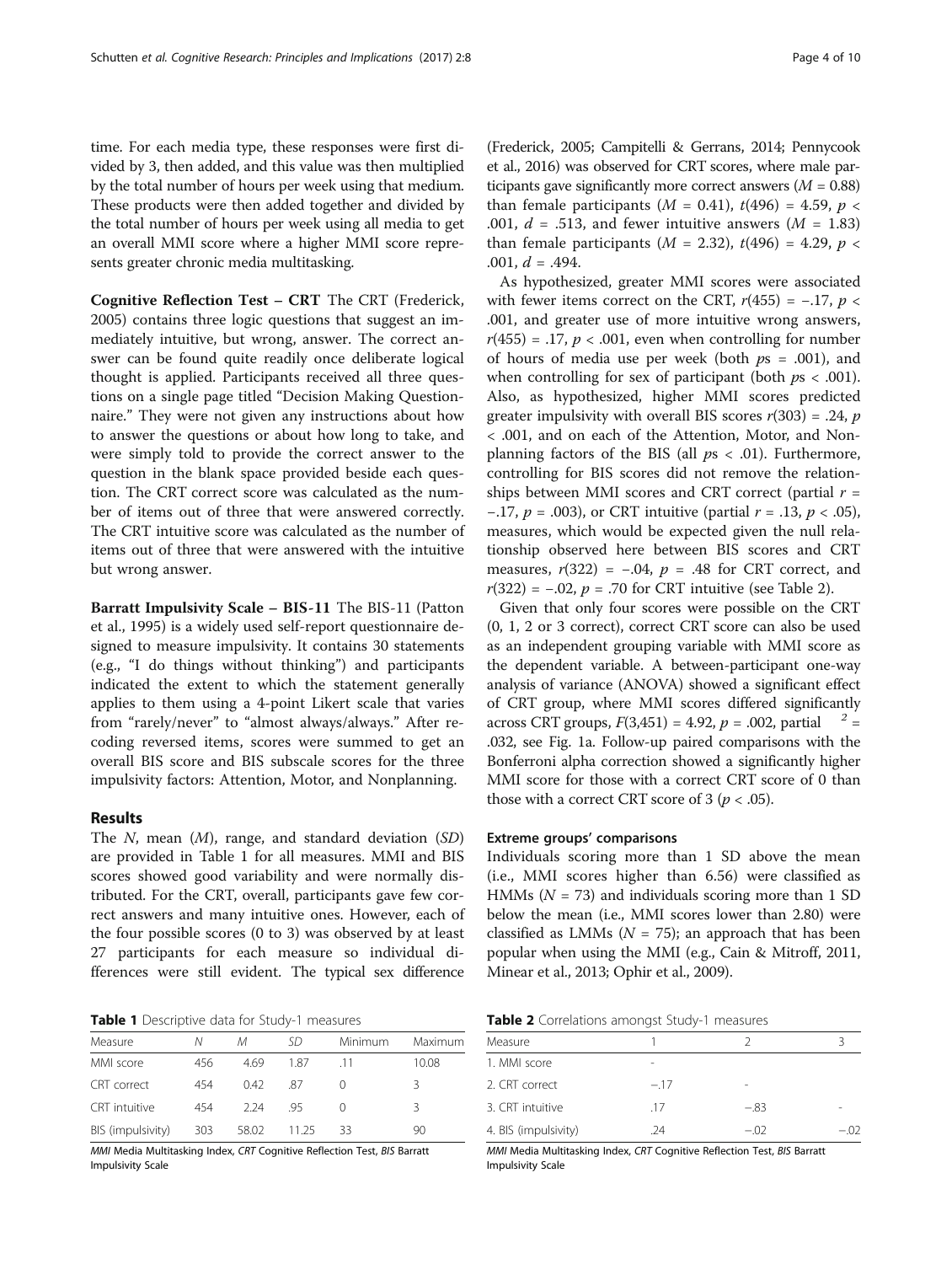time. For each media type, these responses were first divided by 3, then added, and this value was then multiplied by the total number of hours per week using that medium. These products were then added together and divided by the total number of hours per week using all media to get an overall MMI score where a higher MMI score represents greater chronic media multitasking.

**Cognitive Reflection Test – CRT** The CRT (Frederick, 2005) contains three logic questions that suggest an immediately intuitive, but wrong, answer. The correct answer can be found quite readily once deliberate logical thought is applied. Participants received all three questions on a single page titled "Decision Making Questionnaire." They were not given any instructions about how to answer the questions or about how long to take, and were simply told to provide the correct answer to the question in the blank space provided beside each question. The CRT correct score was calculated as the number of items out of three that were answered correctly. The CRT intuitive score was calculated as the number of items out of three that were answered with the intuitive but wrong answer.

**Barratt Impulsivity Scale – BIS-11** The BIS-11 (Patton et al., 1995) is a widely used self-report questionnaire designed to measure impulsivity. It contains 30 statements (e.g., "I do things without thinking") and participants indicated the extent to which the statement generally applies to them using a 4-point Likert scale that varies from "rarely/never" to "almost always/always." After recoding reversed items, scores were summed to get an overall BIS score and BIS subscale scores for the three impulsivity factors: Attention, Motor, and Nonplanning.

## Results

The *N*, mean (*M*), range, and standard deviation (*SD*) are provided in Table 1 for all measures. MMI and BIS scores showed good variability and were normally distributed. For the CRT, overall, participants gave few correct answers and many intuitive ones. However, each of the four possible scores (0 to 3) was observed by at least 27 participants for each measure so individual differences were still evident. The typical sex difference (Frederick, 2005; Campitelli & Gerrans, 2014; Pennycook et al., 2016) was observed for CRT scores, where male participants gave significantly more correct answers ($M = 0.88$) than female participants ($M = 0.41$), $t(496) = 4.59$, $p < .001$, $d = .513$, and fewer intuitive answers ($M = 1.83$) than female participants ($M = 2.32$), $t(496) = 4.29$, $p < .001$, $d = .494$.

As hypothesized, greater MMI scores were associated with fewer items correct on the CRT, $r(455) = -.17$, $p < .001$, and greater use of more intuitive wrong answers, $r(455) = .17$, $p < .001$, even when controlling for number of hours of media use per week (both $ps = .001$), and when controlling for sex of participant (both $ps < .001$). Also, as hypothesized, higher MMI scores predicted greater impulsivity with overall BIS scores $r(303) = .24$, $p < .001$, and on each of the Attention, Motor, and Nonplanning factors of the BIS (all $ps < .01$). Furthermore, controlling for BIS scores did not remove the relationships between MMI scores and CRT correct (partial $r = -.17$, $p = .003$), or CRT intuitive (partial $r = .13$, $p < .05$), measures, which would be expected given the null relationship observed here between BIS scores and CRT measures, $r(322) = -.04$, $p = .48$ for CRT correct, and $r(322) = -.02$, $p = .70$ for CRT intuitive (see Table 2).

Given that only four scores were possible on the CRT (0, 1, 2 or 3 correct), correct CRT score can also be used as an independent grouping variable with MMI score as the dependent variable. A between-participant one-way analysis of variance (ANOVA) showed a significant effect of CRT group, where MMI scores differed significantly across CRT groups, $F(3,451) = 4.92$, $p = .002$, partial $\eta^2 = .032$, see Fig. 1a. Follow-up paired comparisons with the Bonferroni alpha correction showed a significantly higher MMI score for those with a correct CRT score of 0 than those with a correct CRT score of 3 ($p < .05$).

### Extreme groups' comparisons

Individuals scoring more than 1 SD above the mean (i.e., MMI scores higher than 6.56) were classified as HMMs ($N = 73$) and individuals scoring more than 1 SD below the mean (i.e., MMI scores lower than 2.80) were classified as LMMs ($N = 75$); an approach that has been popular when using the MMI (e.g., Cain & Mitroff, 2011, Minear et al., 2013; Ophir et al., 2009).

**Table 1** Descriptive data for Study-1 measures

| Measure | *N* | *M* | *SD* | Minimum | Maximum |
|---|---|---|---|---|---|
| MMI score | 456 | 4.69 | 1.87 | .11 | 10.08 |
| CRT correct | 454 | 0.42 | .87 | 0 | 3 |
| CRT intuitive | 454 | 2.24 | .95 | 0 | 3 |
| BIS (impulsivity) | 303 | 58.02 | 11.25 | 33 | 90 |

*MMI* Media Multitasking Index, *CRT* Cognitive Reflection Test, *BIS* Barratt Impulsivity Scale

**Table 2** Correlations amongst Study-1 measures

| Measure | 1 | 2 | 3 |
|---|---|---|---|
| 1. MMI score | - | | |
| 2. CRT correct | −.17 | - | |
| 3. CRT intuitive | .17 | −.83 | - |
| 4. BIS (impulsivity) | .24 | −.02 | −.02 |

*MMI* Media Multitasking Index, *CRT* Cognitive Reflection Test, *BIS* Barratt Impulsivity Scale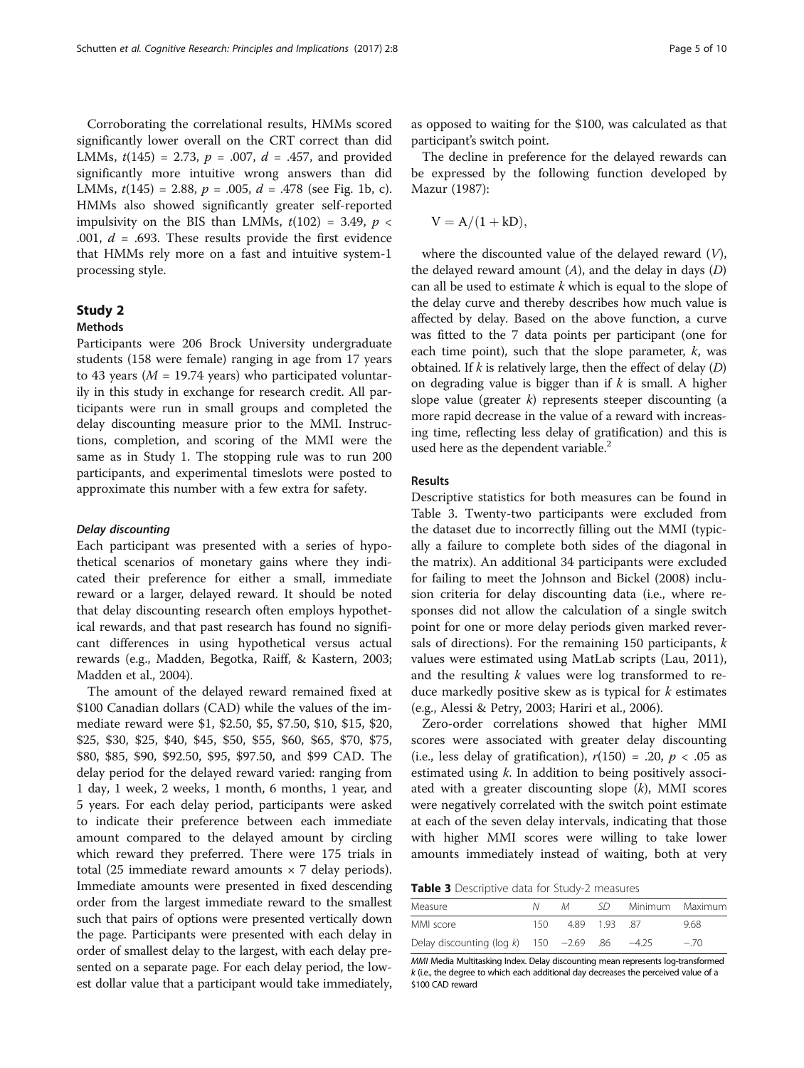Corroborating the correlational results, HMMs scored significantly lower overall on the CRT correct than did LMMs, $t(145) = 2.73$, $p = .007$, $d = .457$, and provided significantly more intuitive wrong answers than did LMMs, $t(145) = 2.88$, $p = .005$, $d = .478$ (see Fig. 1b, c). HMMs also showed significantly greater self-reported impulsivity on the BIS than LMMs, $t(102) = 3.49$, $p < .001$, $d = .693$. These results provide the first evidence that HMMs rely more on a fast and intuitive system-1 processing style.

## Study 2

### Methods

Participants were 206 Brock University undergraduate students (158 were female) ranging in age from 17 years to 43 years ($M = 19.74$ years) who participated voluntarily in this study in exchange for research credit. All participants were run in small groups and completed the delay discounting measure prior to the MMI. Instructions, completion, and scoring of the MMI were the same as in Study 1. The stopping rule was to run 200 participants, and experimental timeslots were posted to approximate this number with a few extra for safety.

#### *Delay discounting*

Each participant was presented with a series of hypothetical scenarios of monetary gains where they indicated their preference for either a small, immediate reward or a larger, delayed reward. It should be noted that delay discounting research often employs hypothetical rewards, and that past research has found no significant differences in using hypothetical versus actual rewards (e.g., Madden, Begotka, Raiff, & Kastern, 2003; Madden et al., 2004).

The amount of the delayed reward remained fixed at $100 Canadian dollars (CAD) while the values of the immediate reward were $1, $2.50, $5, $7.50, $10, $15, $20, $25, $30, $25, $40, $45, $50, $55, $60, $65, $70, $75, $80, $85, $90, $92.50, $95, $97.50, and $99 CAD. The delay period for the delayed reward varied: ranging from 1 day, 1 week, 2 weeks, 1 month, 6 months, 1 year, and 5 years. For each delay period, participants were asked to indicate their preference between each immediate amount compared to the delayed amount by circling which reward they preferred. There were 175 trials in total (25 immediate reward amounts × 7 delay periods). Immediate amounts were presented in fixed descending order from the largest immediate reward to the smallest such that pairs of options were presented vertically down the page. Participants were presented with each delay in order of smallest delay to the largest, with each delay presented on a separate page. For each delay period, the lowest dollar value that a participant would take immediately, as opposed to waiting for the $100, was calculated as that participant's switch point.

The decline in preference for the delayed rewards can be expressed by the following function developed by Mazur (1987):

$$V = A/(1 + kD),$$

where the discounted value of the delayed reward ($V$), the delayed reward amount ($A$), and the delay in days ($D$) can all be used to estimate $k$ which is equal to the slope of the delay curve and thereby describes how much value is affected by delay. Based on the above function, a curve was fitted to the 7 data points per participant (one for each time point), such that the slope parameter, $k$, was obtained. If $k$ is relatively large, then the effect of delay ($D$) on degrading value is bigger than if $k$ is small. A higher slope value (greater $k$) represents steeper discounting (a more rapid decrease in the value of a reward with increasing time, reflecting less delay of gratification) and this is used here as the dependent variable.[2]

### Results

Descriptive statistics for both measures can be found in Table 3. Twenty-two participants were excluded from the dataset due to incorrectly filling out the MMI (typically a failure to complete both sides of the diagonal in the matrix). An additional 34 participants were excluded for failing to meet the Johnson and Bickel (2008) inclusion criteria for delay discounting data (i.e., where responses did not allow the calculation of a single switch point for one or more delay periods given marked reversals of directions). For the remaining 150 participants, $k$ values were estimated using MatLab scripts (Lau, 2011), and the resulting $k$ values were log transformed to reduce markedly positive skew as is typical for $k$ estimates (e.g., Alessi & Petry, 2003; Hariri et al., 2006).

Zero-order correlations showed that higher MMI scores were associated with greater delay discounting (i.e., less delay of gratification), $r(150) = .20$, $p < .05$ as estimated using $k$. In addition to being positively associated with a greater discounting slope ($k$), MMI scores were negatively correlated with the switch point estimate at each of the seven delay intervals, indicating that those with higher MMI scores were willing to take lower amounts immediately instead of waiting, both at very

**Table 3** Descriptive data for Study-2 measures

| Measure | N | M | SD | Minimum | Maximum |
|---|---|---|---|---|---|
| MMI score | 150 | 4.89 | 1.93 | .87 | 9.68 |
| Delay discounting (log $k$) | 150 | −2.69 | .86 | −4.25 | −.70 |

*MMI* Media Multitasking Index. Delay discounting mean represents log-transformed $k$ (i.e., the degree to which each additional day decreases the perceived value of a $100 CAD reward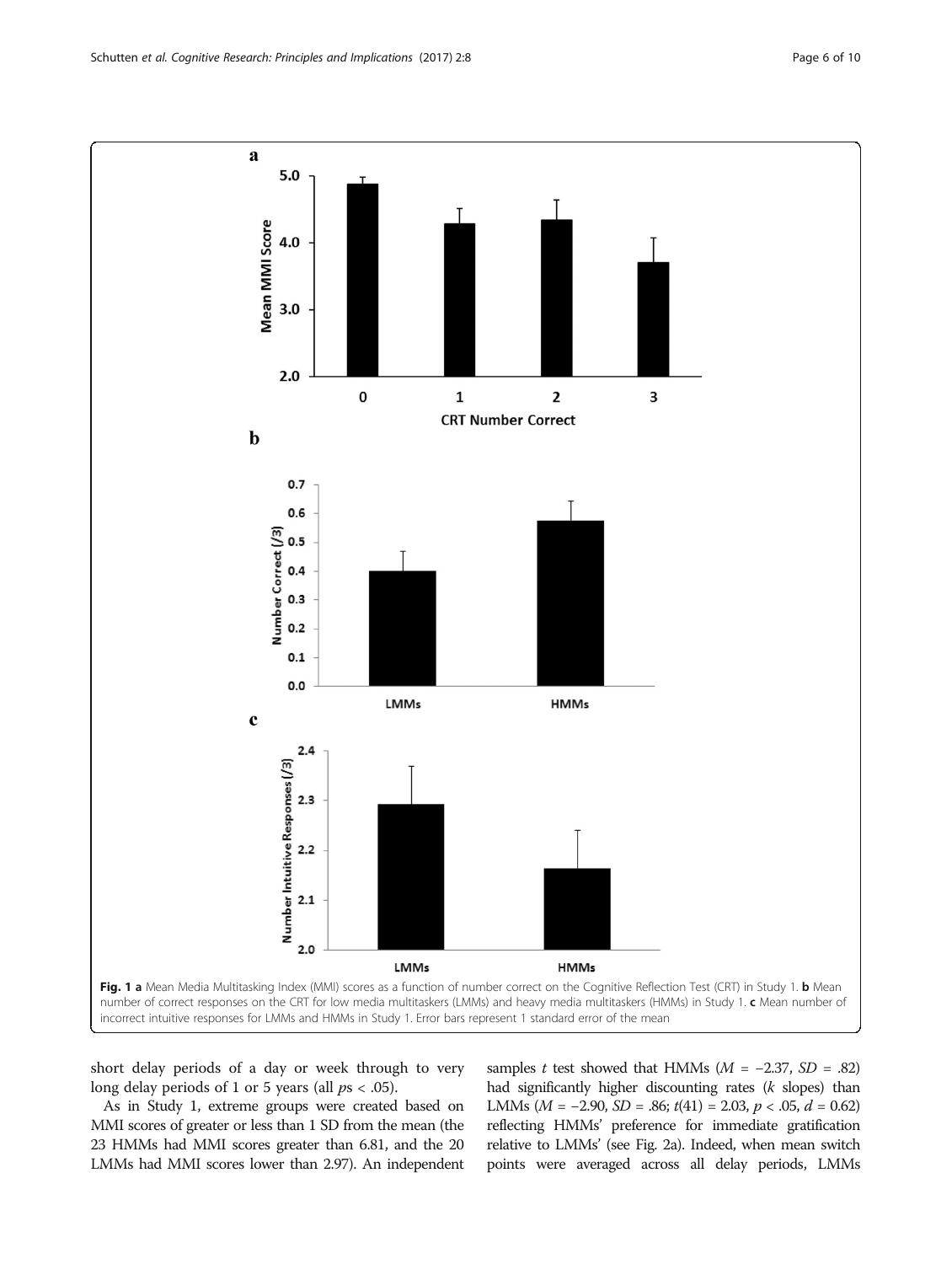**Fig. 1 a** Mean Media Multitasking Index (MMI) scores as a function of number correct on the Cognitive Reflection Test (CRT) in Study 1. **b** Mean number of correct responses on the CRT for low media multitaskers (LMMs) and heavy media multitaskers (HMMs) in Study 1. **c** Mean number of incorrect intuitive responses for LMMs and HMMs in Study 1. Error bars represent 1 standard error of the mean

short delay periods of a day or week through to very long delay periods of 1 or 5 years (all *p*s < .05).

As in Study 1, extreme groups were created based on MMI scores of greater or less than 1 SD from the mean (the 23 HMMs had MMI scores greater than 6.81, and the 20 LMMs had MMI scores lower than 2.97). An independent samples *t* test showed that HMMs ($M = -2.37$, $SD = .82$) had significantly higher discounting rates (*k* slopes) than LMMs ($M = -2.90$, $SD = .86$; $t(41) = 2.03$, $p < .05$, $d = 0.62$) reflecting HMMs' preference for immediate gratification relative to LMMs' (see Fig. 2a). Indeed, when mean switch points were averaged across all delay periods, LMMs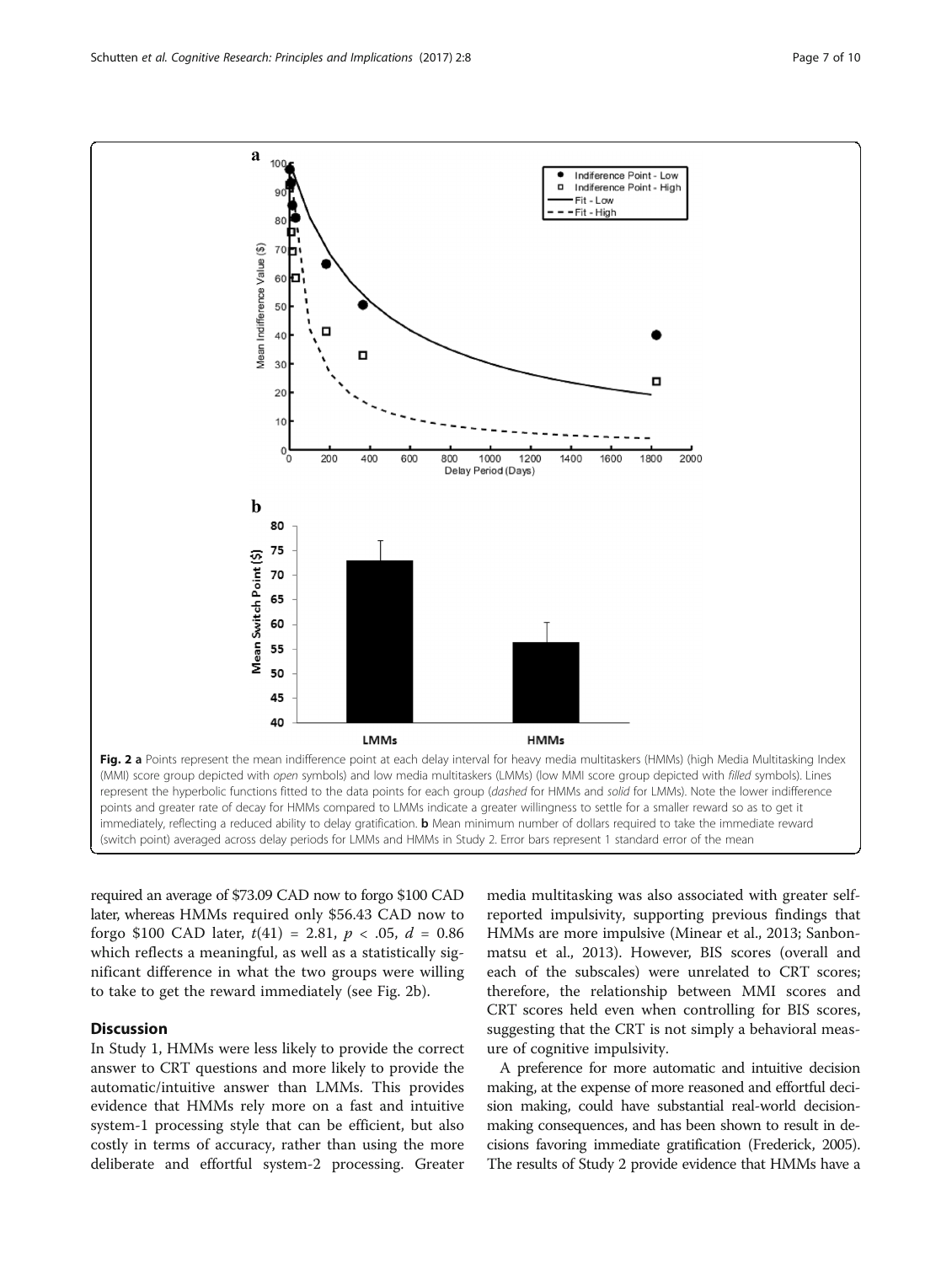**Fig. 2 a** Points represent the mean indifference point at each delay interval for heavy media multitaskers (HMMs) (high Media Multitasking Index (MMI) score group depicted with *open* symbols) and low media multitaskers (LMMs) (low MMI score group depicted with *filled* symbols). Lines represent the hyperbolic functions fitted to the data points for each group (*dashed* for HMMs and *solid* for LMMs). Note the lower indifference points and greater rate of decay for HMMs compared to LMMs indicate a greater willingness to settle for a smaller reward so as to get it immediately, reflecting a reduced ability to delay gratification. **b** Mean minimum number of dollars required to take the immediate reward (switch point) averaged across delay periods for LMMs and HMMs in Study 2. Error bars represent 1 standard error of the mean

required an average of \$73.09 CAD now to forgo \$100 CAD later, whereas HMMs required only \$56.43 CAD now to forgo \$100 CAD later, $t(41) = 2.81$, $p < .05$, $d = 0.86$ which reflects a meaningful, as well as a statistically significant difference in what the two groups were willing to take to get the reward immediately (see Fig. 2b).

## Discussion

In Study 1, HMMs were less likely to provide the correct answer to CRT questions and more likely to provide the automatic/intuitive answer than LMMs. This provides evidence that HMMs rely more on a fast and intuitive system-1 processing style that can be efficient, but also costly in terms of accuracy, rather than using the more deliberate and effortful system-2 processing. Greater media multitasking was also associated with greater self-reported impulsivity, supporting previous findings that HMMs are more impulsive (Minear et al., 2013; Sanbonmatsu et al., 2013). However, BIS scores (overall and each of the subscales) were unrelated to CRT scores; therefore, the relationship between MMI scores and CRT scores held even when controlling for BIS scores, suggesting that the CRT is not simply a behavioral measure of cognitive impulsivity.

A preference for more automatic and intuitive decision making, at the expense of more reasoned and effortful decision making, could have substantial real-world decision-making consequences, and has been shown to result in decisions favoring immediate gratification (Frederick, 2005). The results of Study 2 provide evidence that HMMs have a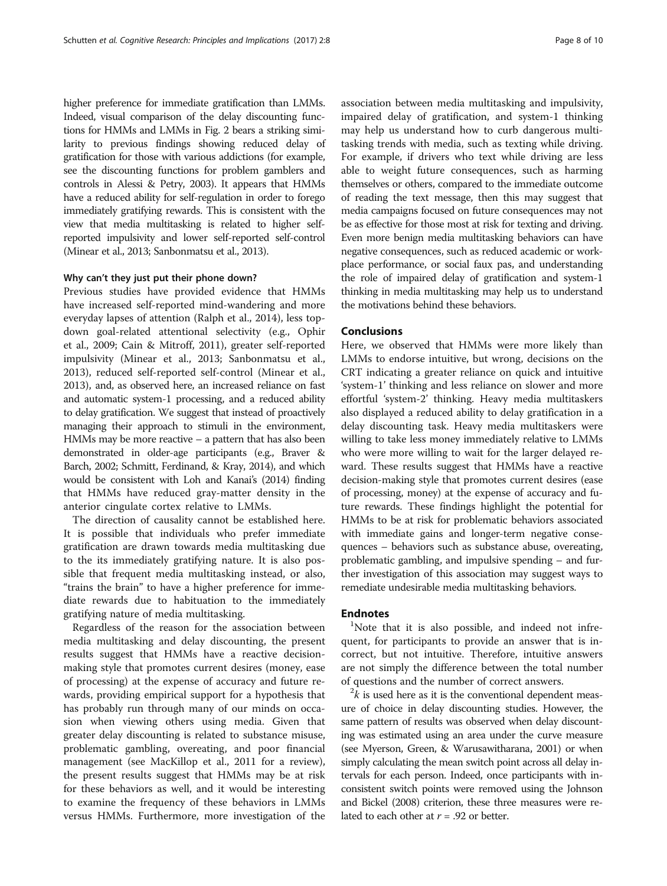higher preference for immediate gratification than LMMs. Indeed, visual comparison of the delay discounting functions for HMMs and LMMs in Fig. 2 bears a striking similarity to previous findings showing reduced delay of gratification for those with various addictions (for example, see the discounting functions for problem gamblers and controls in Alessi & Petry, 2003). It appears that HMMs have a reduced ability for self-regulation in order to forego immediately gratifying rewards. This is consistent with the view that media multitasking is related to higher self-reported impulsivity and lower self-reported self-control (Minear et al., 2013; Sanbonmatsu et al., 2013).

#### Why can't they just put their phone down?

Previous studies have provided evidence that HMMs have increased self-reported mind-wandering and more everyday lapses of attention (Ralph et al., 2014), less top-down goal-related attentional selectivity (e.g., Ophir et al., 2009; Cain & Mitroff, 2011), greater self-reported impulsivity (Minear et al., 2013; Sanbonmatsu et al., 2013), reduced self-reported self-control (Minear et al., 2013), and, as observed here, an increased reliance on fast and automatic system-1 processing, and a reduced ability to delay gratification. We suggest that instead of proactively managing their approach to stimuli in the environment, HMMs may be more reactive – a pattern that has also been demonstrated in older-age participants (e.g., Braver & Barch, 2002; Schmitt, Ferdinand, & Kray, 2014), and which would be consistent with Loh and Kanai's (2014) finding that HMMs have reduced gray-matter density in the anterior cingulate cortex relative to LMMs.

The direction of causality cannot be established here. It is possible that individuals who prefer immediate gratification are drawn towards media multitasking due to the its immediately gratifying nature. It is also possible that frequent media multitasking instead, or also, "trains the brain" to have a higher preference for immediate rewards due to habituation to the immediately gratifying nature of media multitasking.

Regardless of the reason for the association between media multitasking and delay discounting, the present results suggest that HMMs have a reactive decision-making style that promotes current desires (money, ease of processing) at the expense of accuracy and future rewards, providing empirical support for a hypothesis that has probably run through many of our minds on occasion when viewing others using media. Given that greater delay discounting is related to substance misuse, problematic gambling, overeating, and poor financial management (see MacKillop et al., 2011 for a review), the present results suggest that HMMs may be at risk for these behaviors as well, and it would be interesting to examine the frequency of these behaviors in LMMs versus HMMs. Furthermore, more investigation of the association between media multitasking and impulsivity, impaired delay of gratification, and system-1 thinking may help us understand how to curb dangerous multitasking trends with media, such as texting while driving. For example, if drivers who text while driving are less able to weight future consequences, such as harming themselves or others, compared to the immediate outcome of reading the text message, then this may suggest that media campaigns focused on future consequences may not be as effective for those most at risk for texting and driving. Even more benign media multitasking behaviors can have negative consequences, such as reduced academic or workplace performance, or social faux pas, and understanding the role of impaired delay of gratification and system-1 thinking in media multitasking may help us to understand the motivations behind these behaviors.

### Conclusions

Here, we observed that HMMs were more likely than LMMs to endorse intuitive, but wrong, decisions on the CRT indicating a greater reliance on quick and intuitive 'system-1' thinking and less reliance on slower and more effortful 'system-2' thinking. Heavy media multitaskers also displayed a reduced ability to delay gratification in a delay discounting task. Heavy media multitaskers were willing to take less money immediately relative to LMMs who were more willing to wait for the larger delayed reward. These results suggest that HMMs have a reactive decision-making style that promotes current desires (ease of processing, money) at the expense of accuracy and future rewards. These findings highlight the potential for HMMs to be at risk for problematic behaviors associated with immediate gains and longer-term negative consequences – behaviors such as substance abuse, overeating, problematic gambling, and impulsive spending – and further investigation of this association may suggest ways to remediate undesirable media multitasking behaviors.

### Endnotes

[1]Note that it is also possible, and indeed not infrequent, for participants to provide an answer that is incorrect, but not intuitive. Therefore, intuitive answers are not simply the difference between the total number of questions and the number of correct answers.

[2]$k$ is used here as it is the conventional dependent measure of choice in delay discounting studies. However, the same pattern of results was observed when delay discounting was estimated using an area under the curve measure (see Myerson, Green, & Warusawitharana, 2001) or when simply calculating the mean switch point across all delay intervals for each person. Indeed, once participants with inconsistent switch points were removed using the Johnson and Bickel (2008) criterion, these three measures were related to each other at $r = .92$ or better.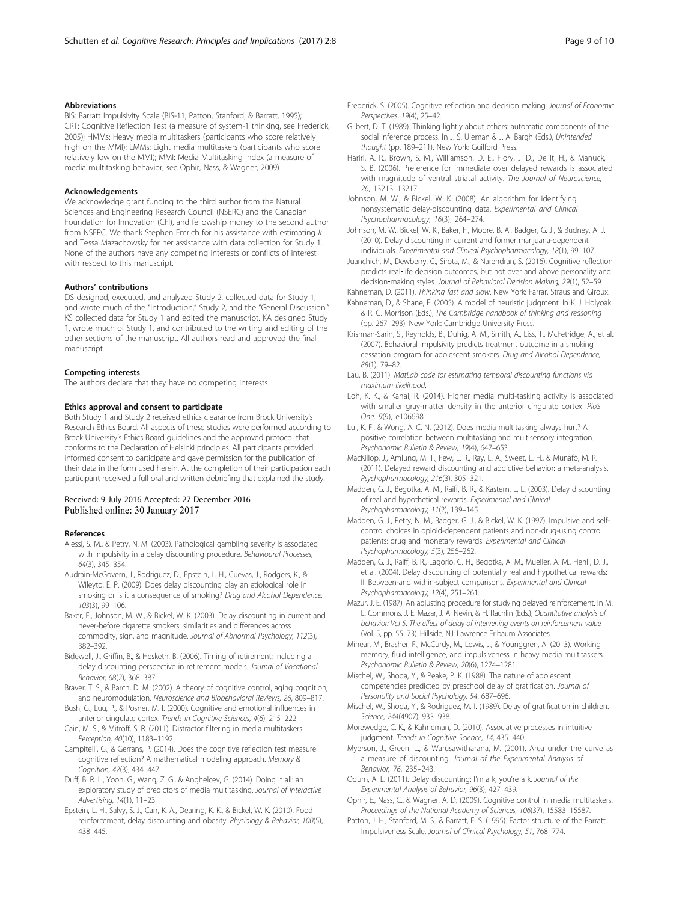#### Abbreviations

BIS: Barratt Impulsivity Scale (BIS-11, Patton, Stanford, & Barratt, 1995); CRT: Cognitive Reflection Test (a measure of system-1 thinking, see Frederick, 2005); HMMs: Heavy media multitaskers (participants who score relatively high on the MMI); LMMs: Light media multitaskers (participants who score relatively low on the MMI); MMI: Media Multitasking Index (a measure of media multitasking behavior, see Ophir, Nass, & Wagner, 2009)

#### Acknowledgements

We acknowledge grant funding to the third author from the Natural Sciences and Engineering Research Council (NSERC) and the Canadian Foundation for Innovation (CFI), and fellowship money to the second author from NSERC. We thank Stephen Emrich for his assistance with estimating *k* and Tessa Mazachowsky for her assistance with data collection for Study 1. None of the authors have any competing interests or conflicts of interest with respect to this manuscript.

#### Authors' contributions

DS designed, executed, and analyzed Study 2, collected data for Study 1, and wrote much of the "Introduction," Study 2, and the "General Discussion." KS collected data for Study 1 and edited the manuscript. KA designed Study 1, wrote much of Study 1, and contributed to the writing and editing of the other sections of the manuscript. All authors read and approved the final manuscript.

#### Competing interests

The authors declare that they have no competing interests.

#### Ethics approval and consent to participate

Both Study 1 and Study 2 received ethics clearance from Brock University's Research Ethics Board. All aspects of these studies were performed according to Brock University's Ethics Board guidelines and the approved protocol that conforms to the Declaration of Helsinki principles. All participants provided informed consent to participate and gave permission for the publication of their data in the form used herein. At the completion of their participation each participant received a full oral and written debriefing that explained the study.

Received: 9 July 2016 Accepted: 27 December 2016
Published online: 30 January 2017

#### References

Alessi, S. M., & Petry, N. M. (2003). Pathological gambling severity is associated with impulsivity in a delay discounting procedure. *Behavioural Processes, 64*(3), 345–354.

Audrain-McGovern, J., Rodriguez, D., Epstein, L. H., Cuevas, J., Rodgers, K., & Wileyto, E. P. (2009). Does delay discounting play an etiological role in smoking or is it a consequence of smoking? *Drug and Alcohol Dependence, 103*(3), 99–106.

Baker, F., Johnson, M. W., & Bickel, W. K. (2003). Delay discounting in current and never-before cigarette smokers: similarities and differences across commodity, sign, and magnitude. *Journal of Abnormal Psychology, 112*(3), 382–392.

Bidewell, J., Griffin, B., & Hesketh, B. (2006). Timing of retirement: including a delay discounting perspective in retirement models. *Journal of Vocational Behavior, 68*(2), 368–387.

Braver, T. S., & Barch, D. M. (2002). A theory of cognitive control, aging cognition, and neuromodulation. *Neuroscience and Biobehavioral Reviews, 26*, 809–817.

Bush, G., Luu, P., & Posner, M. I. (2000). Cognitive and emotional influences in anterior cingulate cortex. *Trends in Cognitive Sciences, 4*(6), 215–222.

Cain, M. S., & Mitroff, S. R. (2011). Distractor filtering in media multitaskers. *Perception, 40*(10), 1183–1192.

Campitelli, G., & Gerrans, P. (2014). Does the cognitive reflection test measure cognitive reflection? A mathematical modeling approach. *Memory & Cognition, 42*(3), 434–447.

Duff, B. R. L., Yoon, G., Wang, Z. G., & Anghelcev, G. (2014). Doing it all: an exploratory study of predictors of media multitasking. *Journal of Interactive Advertising, 14*(1), 11–23.

Epstein, L. H., Salvy, S. J., Carr, K. A., Dearing, K. K., & Bickel, W. K. (2010). Food reinforcement, delay discounting and obesity. *Physiology & Behavior, 100*(5), 438–445.

Frederick, S. (2005). Cognitive reflection and decision making. *Journal of Economic Perspectives, 19*(4), 25–42.

Gilbert, D. T. (1989). Thinking lightly about others: automatic components of the social inference process. In J. S. Uleman & J. A. Bargh (Eds.), *Unintended thought* (pp. 189–211). New York: Guilford Press.

Hariri, A. R., Brown, S. M., Williamson, D. E., Flory, J. D., De It, H., & Manuck, S. B. (2006). Preference for immediate over delayed rewards is associated with magnitude of ventral striatal activity. *The Journal of Neuroscience, 26*, 13213–13217.

Johnson, M. W., & Bickel, W. K. (2008). An algorithm for identifying nonsystematic delay-discounting data. *Experimental and Clinical Psychopharmacology, 16*(3), 264–274.

Johnson, M. W., Bickel, W. K., Baker, F., Moore, B. A., Badger, G. J., & Budney, A. J. (2010). Delay discounting in current and former marijuana-dependent individuals. *Experimental and Clinical Psychopharmacology, 18*(1), 99–107.

Juanchich, M., Dewberry, C., Sirota, M., & Narendran, S. (2016). Cognitive reflection predicts real-life decision outcomes, but not over and above personality and decision-making styles. *Journal of Behavioral Decision Making, 29*(1), 52–59.

Kahneman, D. (2011). *Thinking fast and slow*. New York: Farrar, Straus and Giroux.

Kahneman, D., & Shane, F. (2005). A model of heuristic judgment. In K. J. Holyoak & R. G. Morrison (Eds.), *The Cambridge handbook of thinking and reasoning* (pp. 267–293). New York: Cambridge University Press.

Krishnan-Sarin, S., Reynolds, B., Duhig, A. M., Smith, A., Liss, T., McFetridge, A., et al. (2007). Behavioral impulsivity predicts treatment outcome in a smoking cessation program for adolescent smokers. *Drug and Alcohol Dependence, 88*(1), 79–82.

Lau, B. (2011). *MatLab code for estimating temporal discounting functions via maximum likelihood*.

Loh, K. K., & Kanai, R. (2014). Higher media multi-tasking activity is associated with smaller gray-matter density in the anterior cingulate cortex. *PloS One, 9*(9), e106698.

Lui, K. F., & Wong, A. C. N. (2012). Does media multitasking always hurt? A positive correlation between multitasking and multisensory integration. *Psychonomic Bulletin & Review, 19*(4), 647–653.

MacKillop, J., Amlung, M. T., Few, L. R., Ray, L. A., Sweet, L. H., & Munafò, M. R. (2011). Delayed reward discounting and addictive behavior: a meta-analysis. *Psychopharmacology, 216*(3), 305–321.

Madden, G. J., Begotka, A. M., Raiff, B. R., & Kastern, L. L. (2003). Delay discounting of real and hypothetical rewards. *Experimental and Clinical Psychopharmacology, 11*(2), 139–145.

Madden, G. J., Petry, N. M., Badger, G. J., & Bickel, W. K. (1997). Impulsive and self-control choices in opioid-dependent patients and non-drug-using control patients: drug and monetary rewards. *Experimental and Clinical Psychopharmacology, 5*(3), 256–262.

Madden, G. J., Raiff, B. R., Lagorio, C. H., Begotka, A. M., Mueller, A. M., Hehli, D. J., et al. (2004). Delay discounting of potentially real and hypothetical rewards: II. Between-and within-subject comparisons. *Experimental and Clinical Psychopharmacology, 12*(4), 251–261.

Mazur, J. E. (1987). An adjusting procedure for studying delayed reinforcement. In M. L. Commons, J. E. Mazar, J. A. Nevin, & H. Rachlin (Eds.), *Quantitative analysis of behavior: Vol 5. The effect of delay of intervening events on reinforcement value* (Vol. 5, pp. 55–73). Hillside, NJ: Lawrence Erlbaum Associates.

Minear, M., Brasher, F., McCurdy, M., Lewis, J., & Younggren, A. (2013). Working memory, fluid intelligence, and impulsiveness in heavy media multitaskers. *Psychonomic Bulletin & Review, 20*(6), 1274–1281.

Mischel, W., Shoda, Y., & Peake, P. K. (1988). The nature of adolescent competencies predicted by preschool delay of gratification. *Journal of Personality and Social Psychology, 54*, 687–696.

Mischel, W., Shoda, Y., & Rodriguez, M. I. (1989). Delay of gratification in children. *Science, 244*(4907), 933–938.

Morewedge, C. K., & Kahneman, D. (2010). Associative processes in intuitive judgment. *Trends in Cognitive Science, 14*, 435–440.

Myerson, J., Green, L., & Warusawitharana, M. (2001). Area under the curve as a measure of discounting. *Journal of the Experimental Analysis of Behavior, 76*, 235–243.

Odum, A. L. (2011). Delay discounting: I'm a k, you're a k. *Journal of the Experimental Analysis of Behavior, 96*(3), 427–439.

Ophir, E., Nass, C., & Wagner, A. D. (2009). Cognitive control in media multitaskers. *Proceedings of the National Academy of Sciences, 106*(37), 15583–15587.

Patton, J. H., Stanford, M. S., & Barratt, E. S. (1995). Factor structure of the Barratt Impulsiveness Scale. *Journal of Clinical Psychology, 51*, 768–774.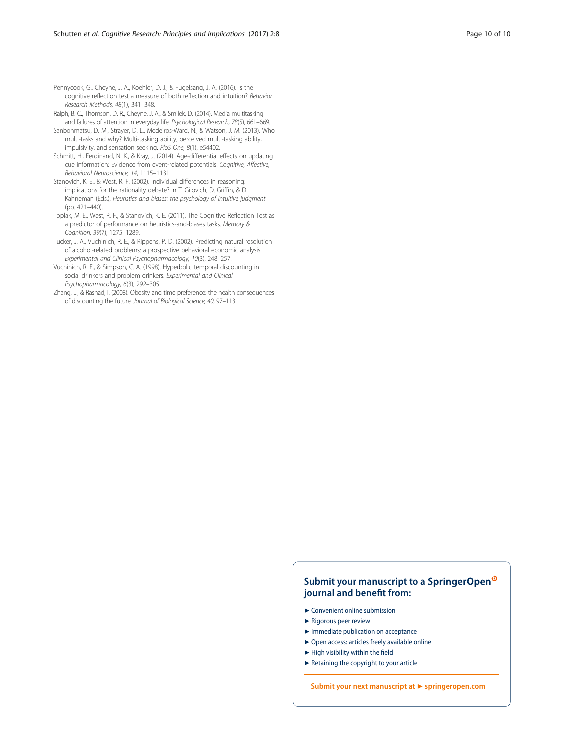Pennycook, G., Cheyne, J. A., Koehler, D. J., & Fugelsang, J. A. (2016). Is the cognitive reflection test a measure of both reflection and intuition? *Behavior Research Methods, 48*(1), 341–348.

Ralph, B. C., Thomson, D. R., Cheyne, J. A., & Smilek, D. (2014). Media multitasking and failures of attention in everyday life. *Psychological Research, 78*(5), 661–669.

Sanbonmatsu, D. M., Strayer, D. L., Medeiros-Ward, N., & Watson, J. M. (2013). Who multi-tasks and why? Multi-tasking ability, perceived multi-tasking ability, impulsivity, and sensation seeking. *PloS One, 8*(1), e54402.

Schmitt, H., Ferdinand, N. K., & Kray, J. (2014). Age-differential effects on updating cue information: Evidence from event-related potentials. *Cognitive, Affective, Behavioral Neuroscience, 14*, 1115–1131.

Stanovich, K. E., & West, R. F. (2002). Individual differences in reasoning: implications for the rationality debate? In T. Gilovich, D. Griffin, & D. Kahneman (Eds.), *Heuristics and biases: the psychology of intuitive judgment* (pp. 421–440).

Toplak, M. E., West, R. F., & Stanovich, K. E. (2011). The Cognitive Reflection Test as a predictor of performance on heuristics-and-biases tasks. *Memory & Cognition, 39*(7), 1275–1289.

Tucker, J. A., Vuchinich, R. E., & Rippens, P. D. (2002). Predicting natural resolution of alcohol-related problems: a prospective behavioral economic analysis. *Experimental and Clinical Psychopharmacology, 10*(3), 248–257.

Vuchinich, R. E., & Simpson, C. A. (1998). Hyperbolic temporal discounting in social drinkers and problem drinkers. *Experimental and Clinical Psychopharmacology, 6*(3), 292–305.

Zhang, L., & Rashad, I. (2008). Obesity and time preference: the health consequences of discounting the future. *Journal of Biological Science, 40*, 97–113.

**Submit your manuscript to a SpringerOpen journal and benefit from:**

- ► Convenient online submission
- ► Rigorous peer review
- ► Immediate publication on acceptance
- ► Open access: articles freely available online
- ► High visibility within the field
- ► Retaining the copyright to your article

**Submit your next manuscript at ► springeropen.com**